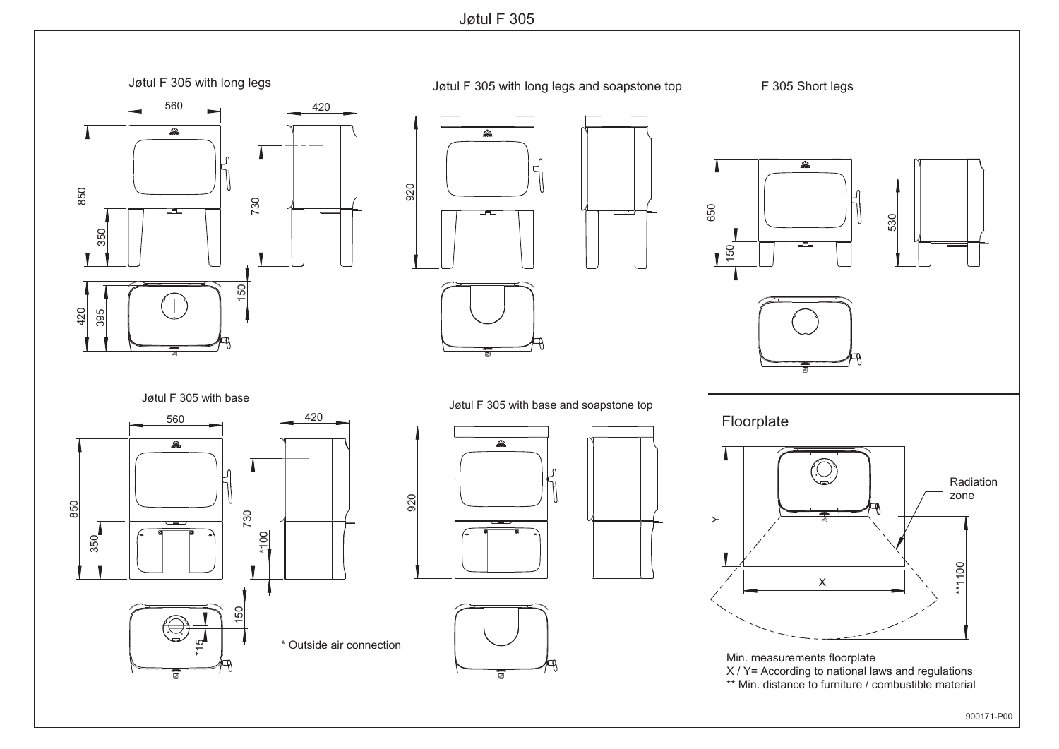# Jøtul F 305

## Jøtul F 305 with long legs

560

420

850

350

730

420

395

150

## Jøtul F 305 with long legs and soapstone top

920

## F 305 Short legs

650

150

530

## Jøtul F 305 with base

560

420

850

350

730

*100

150

*15

\* Outside air connection

## Jøtul F 305 with base and soapstone top

920

## Floorplate

Radiation zone

Y

X

**1100

Min. measurements floorplate

X / Y= According to national laws and regulations

** Min. distance to furniture / combustible material

900171-P00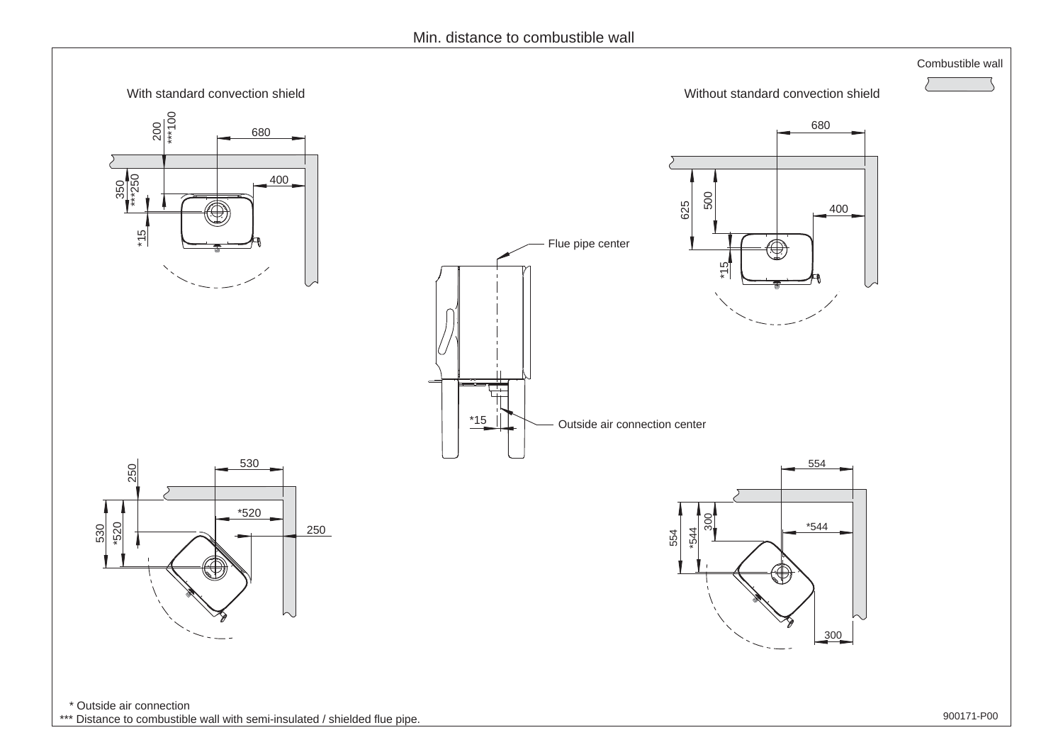# Min. distance to combustible wall

Combustible wall

## With standard convection shield

680

200

***100

400

350

***250

*15

## Without standard convection shield

680

625

500

400

*15

Flue pipe center

*15

Outside air connection center

530

250

*520

530

*520

250

554

554

300

*544

*544

300

\* Outside air connection

*** Distance to combustible wall with semi-insulated / shielded flue pipe.

900171-P00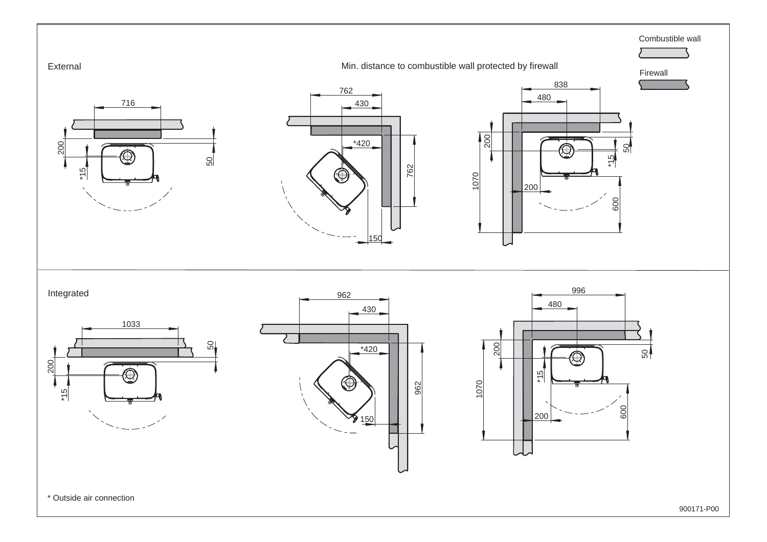Combustible wall

Firewall

## External

Min. distance to combustible wall protected by firewall

716
200
*15
50

762
430
*420
762
150

838
480
200
50
*15
1070
200
600

## Integrated

1033
50
200
*15

962
430
*420
962
150

996
480
200
50
*15
1070
200
600

\* Outside air connection

900171-P00